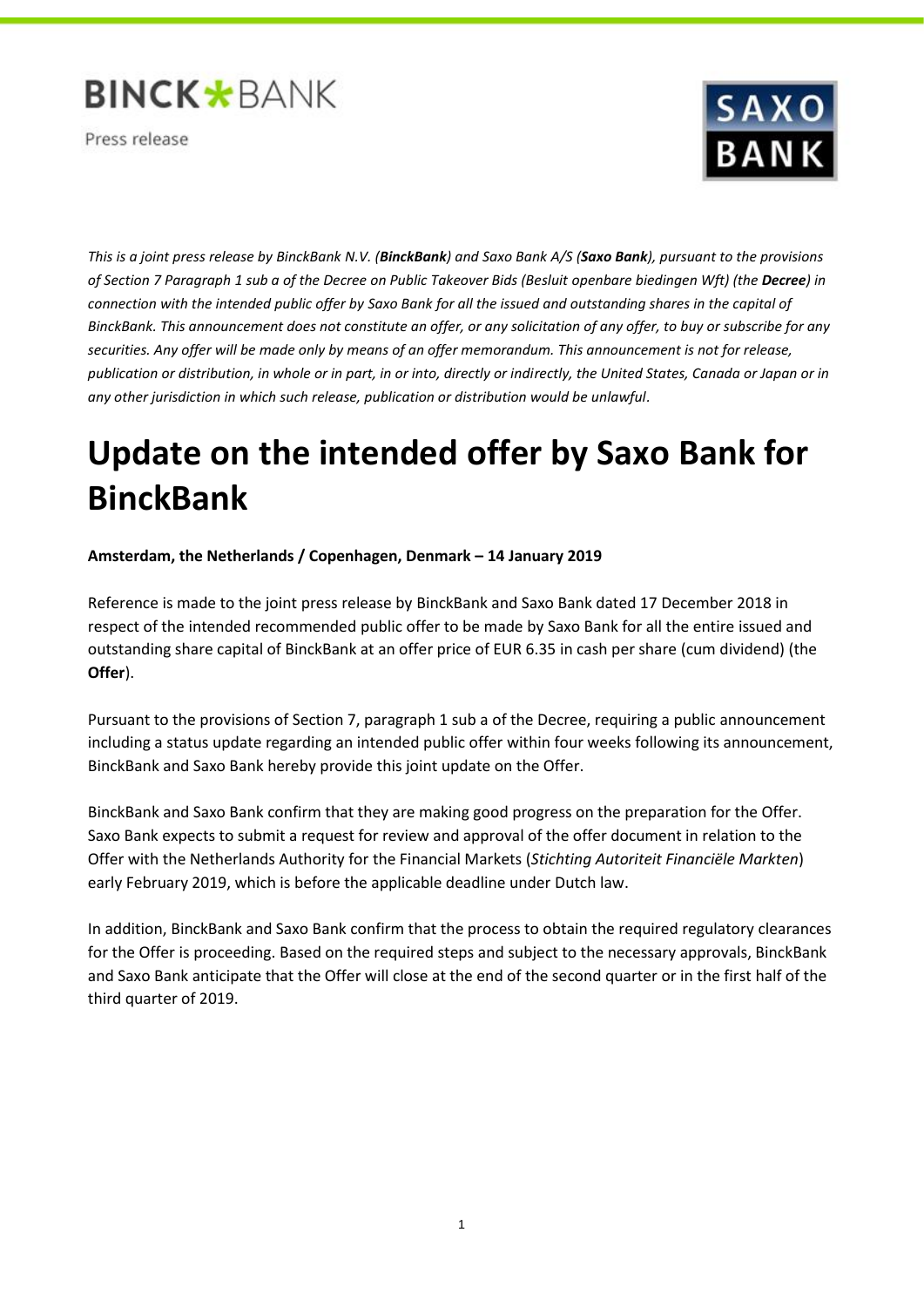BINCK*BANK

Press release

SAXO BANK

*This is a joint press release by BinckBank N.V. (**BinckBank**) and Saxo Bank A/S (**Saxo Bank**), pursuant to the provisions of Section 7 Paragraph 1 sub a of the Decree on Public Takeover Bids (Besluit openbare biedingen Wft) (the **Decree**) in connection with the intended public offer by Saxo Bank for all the issued and outstanding shares in the capital of BinckBank. This announcement does not constitute an offer, or any solicitation of any offer, to buy or subscribe for any securities. Any offer will be made only by means of an offer memorandum. This announcement is not for release, publication or distribution, in whole or in part, in or into, directly or indirectly, the United States, Canada or Japan or in any other jurisdiction in which such release, publication or distribution would be unlawful.*

# Update on the intended offer by Saxo Bank for BinckBank

**Amsterdam, the Netherlands / Copenhagen, Denmark – 14 January 2019**

Reference is made to the joint press release by BinckBank and Saxo Bank dated 17 December 2018 in respect of the intended recommended public offer to be made by Saxo Bank for all the entire issued and outstanding share capital of BinckBank at an offer price of EUR 6.35 in cash per share (cum dividend) (the **Offer**).

Pursuant to the provisions of Section 7, paragraph 1 sub a of the Decree, requiring a public announcement including a status update regarding an intended public offer within four weeks following its announcement, BinckBank and Saxo Bank hereby provide this joint update on the Offer.

BinckBank and Saxo Bank confirm that they are making good progress on the preparation for the Offer. Saxo Bank expects to submit a request for review and approval of the offer document in relation to the Offer with the Netherlands Authority for the Financial Markets (*Stichting Autoriteit Financiële Markten*) early February 2019, which is before the applicable deadline under Dutch law.

In addition, BinckBank and Saxo Bank confirm that the process to obtain the required regulatory clearances for the Offer is proceeding. Based on the required steps and subject to the necessary approvals, BinckBank and Saxo Bank anticipate that the Offer will close at the end of the second quarter or in the first half of the third quarter of 2019.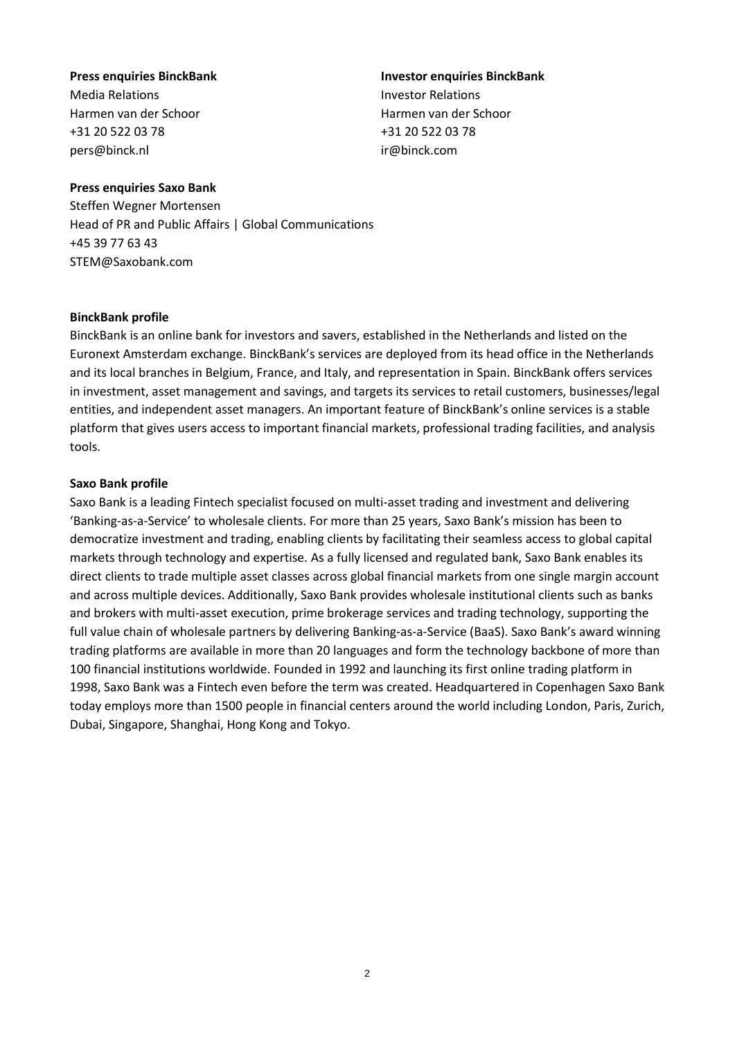**Press enquiries BinckBank**
Media Relations
Harmen van der Schoor
+31 20 522 03 78
pers@binck.nl

**Investor enquiries BinckBank**
Investor Relations
Harmen van der Schoor
+31 20 522 03 78
ir@binck.com

**Press enquiries Saxo Bank**
Steffen Wegner Mortensen
Head of PR and Public Affairs | Global Communications
+45 39 77 63 43
STEM@Saxobank.com

**BinckBank profile**

BinckBank is an online bank for investors and savers, established in the Netherlands and listed on the Euronext Amsterdam exchange. BinckBank's services are deployed from its head office in the Netherlands and its local branches in Belgium, France, and Italy, and representation in Spain. BinckBank offers services in investment, asset management and savings, and targets its services to retail customers, businesses/legal entities, and independent asset managers. An important feature of BinckBank's online services is a stable platform that gives users access to important financial markets, professional trading facilities, and analysis tools.

**Saxo Bank profile**

Saxo Bank is a leading Fintech specialist focused on multi-asset trading and investment and delivering 'Banking-as-a-Service' to wholesale clients. For more than 25 years, Saxo Bank's mission has been to democratize investment and trading, enabling clients by facilitating their seamless access to global capital markets through technology and expertise. As a fully licensed and regulated bank, Saxo Bank enables its direct clients to trade multiple asset classes across global financial markets from one single margin account and across multiple devices. Additionally, Saxo Bank provides wholesale institutional clients such as banks and brokers with multi-asset execution, prime brokerage services and trading technology, supporting the full value chain of wholesale partners by delivering Banking-as-a-Service (BaaS). Saxo Bank's award winning trading platforms are available in more than 20 languages and form the technology backbone of more than 100 financial institutions worldwide. Founded in 1992 and launching its first online trading platform in 1998, Saxo Bank was a Fintech even before the term was created. Headquartered in Copenhagen Saxo Bank today employs more than 1500 people in financial centers around the world including London, Paris, Zurich, Dubai, Singapore, Shanghai, Hong Kong and Tokyo.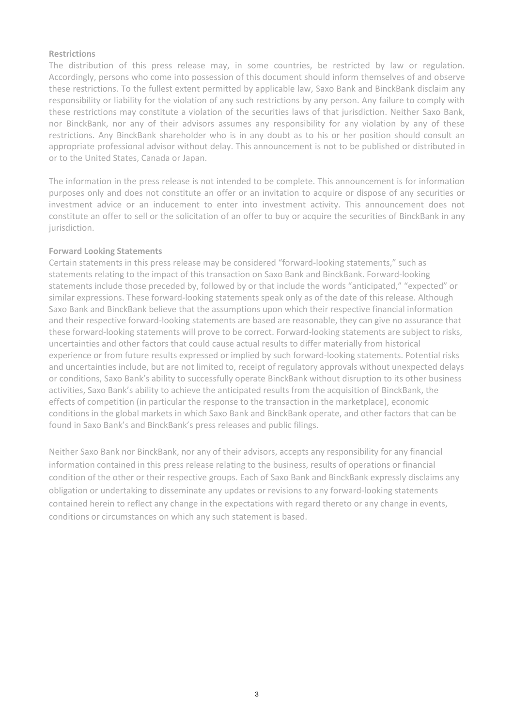**Restrictions**

The distribution of this press release may, in some countries, be restricted by law or regulation. Accordingly, persons who come into possession of this document should inform themselves of and observe these restrictions. To the fullest extent permitted by applicable law, Saxo Bank and BinckBank disclaim any responsibility or liability for the violation of any such restrictions by any person. Any failure to comply with these restrictions may constitute a violation of the securities laws of that jurisdiction. Neither Saxo Bank, nor BinckBank, nor any of their advisors assumes any responsibility for any violation by any of these restrictions. Any BinckBank shareholder who is in any doubt as to his or her position should consult an appropriate professional advisor without delay. This announcement is not to be published or distributed in or to the United States, Canada or Japan.

The information in the press release is not intended to be complete. This announcement is for information purposes only and does not constitute an offer or an invitation to acquire or dispose of any securities or investment advice or an inducement to enter into investment activity. This announcement does not constitute an offer to sell or the solicitation of an offer to buy or acquire the securities of BinckBank in any jurisdiction.

**Forward Looking Statements**

Certain statements in this press release may be considered "forward-looking statements," such as statements relating to the impact of this transaction on Saxo Bank and BinckBank. Forward-looking statements include those preceded by, followed by or that include the words "anticipated," "expected" or similar expressions. These forward-looking statements speak only as of the date of this release. Although Saxo Bank and BinckBank believe that the assumptions upon which their respective financial information and their respective forward-looking statements are based are reasonable, they can give no assurance that these forward-looking statements will prove to be correct. Forward-looking statements are subject to risks, uncertainties and other factors that could cause actual results to differ materially from historical experience or from future results expressed or implied by such forward-looking statements. Potential risks and uncertainties include, but are not limited to, receipt of regulatory approvals without unexpected delays or conditions, Saxo Bank's ability to successfully operate BinckBank without disruption to its other business activities, Saxo Bank's ability to achieve the anticipated results from the acquisition of BinckBank, the effects of competition (in particular the response to the transaction in the marketplace), economic conditions in the global markets in which Saxo Bank and BinckBank operate, and other factors that can be found in Saxo Bank's and BinckBank's press releases and public filings.

Neither Saxo Bank nor BinckBank, nor any of their advisors, accepts any responsibility for any financial information contained in this press release relating to the business, results of operations or financial condition of the other or their respective groups. Each of Saxo Bank and BinckBank expressly disclaims any obligation or undertaking to disseminate any updates or revisions to any forward-looking statements contained herein to reflect any change in the expectations with regard thereto or any change in events, conditions or circumstances on which any such statement is based.